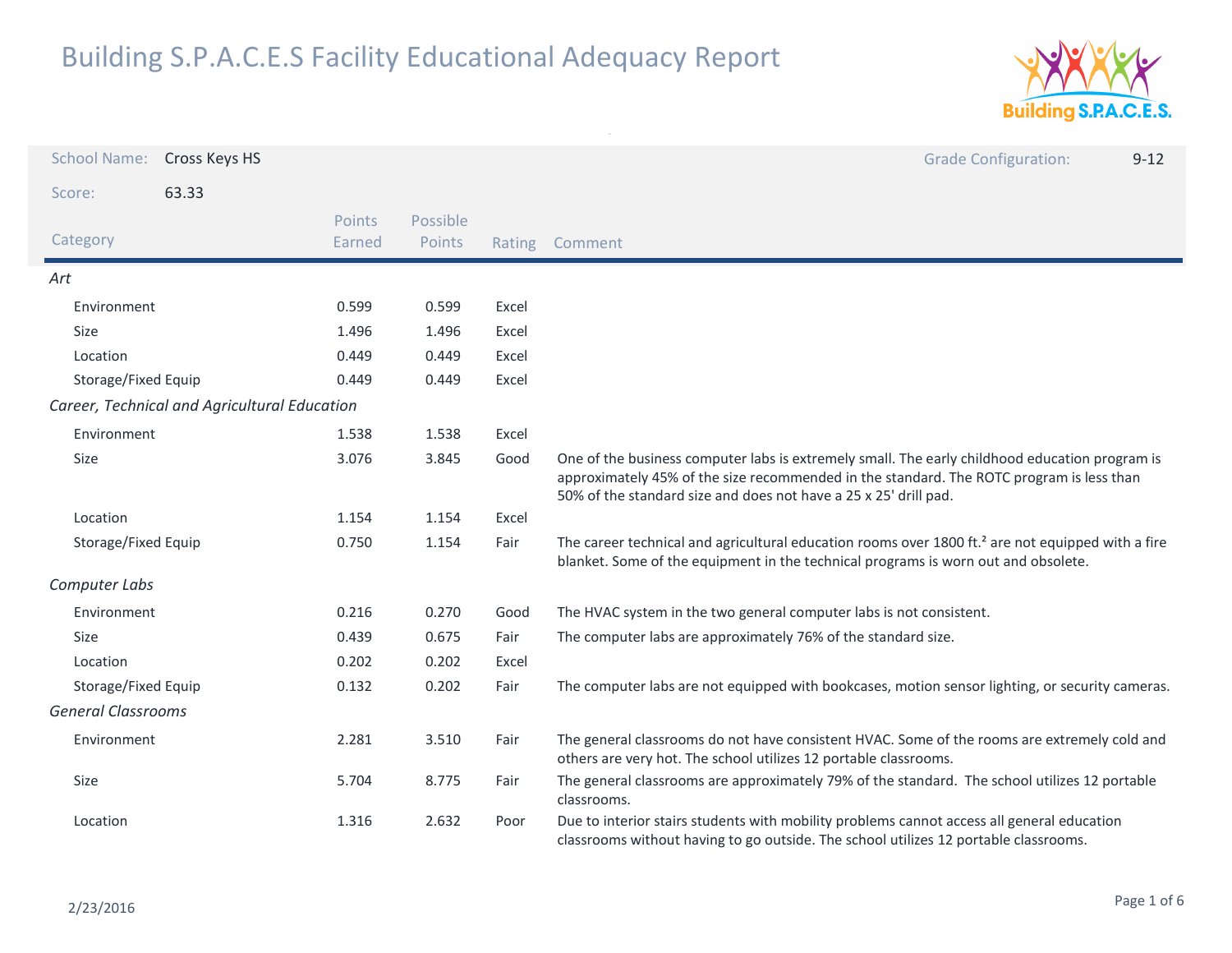# Building S.P.A.C.E.S Facility Educational Adequacy Report

**School Name:** Cross Keys HS

**Grade Configuration:** 9-12

**Score:** 63.33

| Category | Points Earned | Possible Points | Rating | Comment |
|---|---|---|---|---|
| *Art* | | | | |
| Environment | 0.599 | 0.599 | Excel | |
| Size | 1.496 | 1.496 | Excel | |
| Location | 0.449 | 0.449 | Excel | |
| Storage/Fixed Equip | 0.449 | 0.449 | Excel | |
| *Career, Technical and Agricultural Education* | | | | |
| Environment | 1.538 | 1.538 | Excel | |
| Size | 3.076 | 3.845 | Good | One of the business computer labs is extremely small. The early childhood education program is approximately 45% of the size recommended in the standard. The ROTC program is less than 50% of the standard size and does not have a 25 x 25' drill pad. |
| Location | 1.154 | 1.154 | Excel | |
| Storage/Fixed Equip | 0.750 | 1.154 | Fair | The career technical and agricultural education rooms over 1800 ft.² are not equipped with a fire blanket. Some of the equipment in the technical programs is worn out and obsolete. |
| *Computer Labs* | | | | |
| Environment | 0.216 | 0.270 | Good | The HVAC system in the two general computer labs is not consistent. |
| Size | 0.439 | 0.675 | Fair | The computer labs are approximately 76% of the standard size. |
| Location | 0.202 | 0.202 | Excel | |
| Storage/Fixed Equip | 0.132 | 0.202 | Fair | The computer labs are not equipped with bookcases, motion sensor lighting, or security cameras. |
| *General Classrooms* | | | | |
| Environment | 2.281 | 3.510 | Fair | The general classrooms do not have consistent HVAC. Some of the rooms are extremely cold and others are very hot. The school utilizes 12 portable classrooms. |
| Size | 5.704 | 8.775 | Fair | The general classrooms are approximately 79% of the standard. The school utilizes 12 portable classrooms. |
| Location | 1.316 | 2.632 | Poor | Due to interior stairs students with mobility problems cannot access all general education classrooms without having to go outside. The school utilizes 12 portable classrooms. |

2/23/2016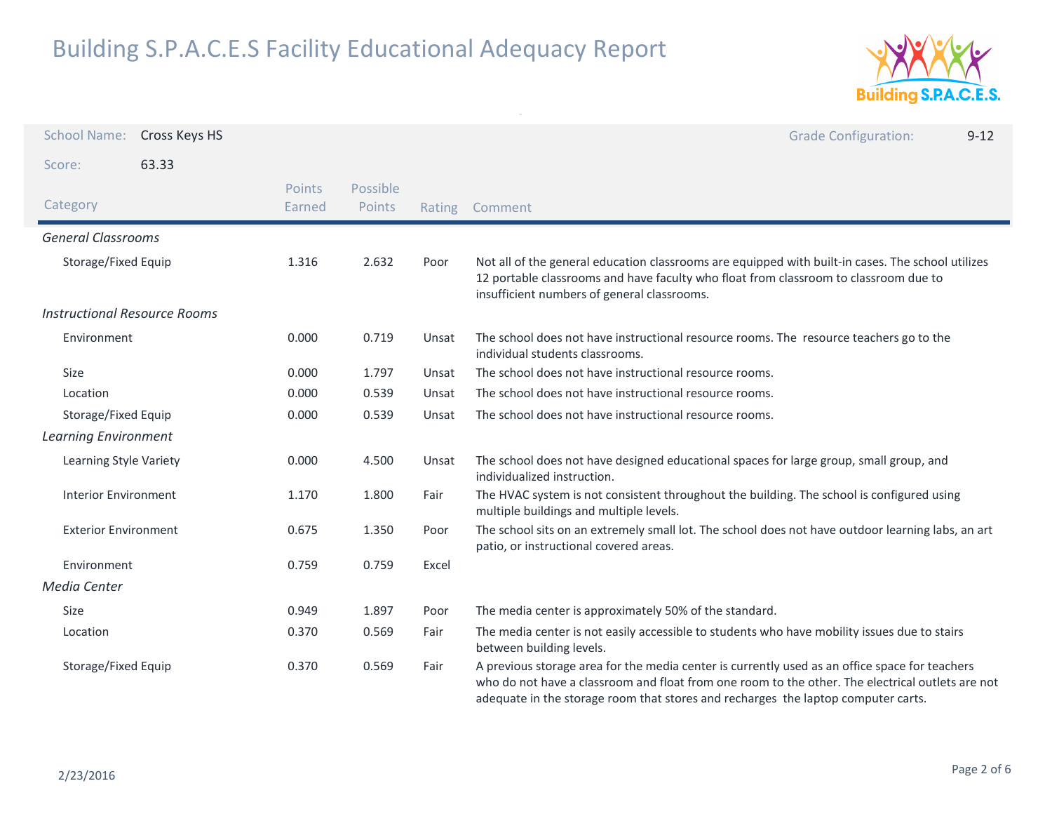# Building S.P.A.C.E.S Facility Educational Adequacy Report

**School Name:** Cross Keys HS

**Grade Configuration:** 9-12

**Score:** 63.33

| Category | Points Earned | Possible Points | Rating | Comment |
|---|---|---|---|---|
| *General Classrooms* | | | | |
| Storage/Fixed Equip | 1.316 | 2.632 | Poor | Not all of the general education classrooms are equipped with built-in cases. The school utilizes 12 portable classrooms and have faculty who float from classroom to classroom due to insufficient numbers of general classrooms. |
| *Instructional Resource Rooms* | | | | |
| Environment | 0.000 | 0.719 | Unsat | The school does not have instructional resource rooms. The resource teachers go to the individual students classrooms. |
| Size | 0.000 | 1.797 | Unsat | The school does not have instructional resource rooms. |
| Location | 0.000 | 0.539 | Unsat | The school does not have instructional resource rooms. |
| Storage/Fixed Equip | 0.000 | 0.539 | Unsat | The school does not have instructional resource rooms. |
| *Learning Environment* | | | | |
| Learning Style Variety | 0.000 | 4.500 | Unsat | The school does not have designed educational spaces for large group, small group, and individualized instruction. |
| Interior Environment | 1.170 | 1.800 | Fair | The HVAC system is not consistent throughout the building. The school is configured using multiple buildings and multiple levels. |
| Exterior Environment | 0.675 | 1.350 | Poor | The school sits on an extremely small lot. The school does not have outdoor learning labs, an art patio, or instructional covered areas. |
| Environment | 0.759 | 0.759 | Excel | |
| *Media Center* | | | | |
| Size | 0.949 | 1.897 | Poor | The media center is approximately 50% of the standard. |
| Location | 0.370 | 0.569 | Fair | The media center is not easily accessible to students who have mobility issues due to stairs between building levels. |
| Storage/Fixed Equip | 0.370 | 0.569 | Fair | A previous storage area for the media center is currently used as an office space for teachers who do not have a classroom and float from one room to the other. The electrical outlets are not adequate in the storage room that stores and recharges the laptop computer carts. |

2/23/2016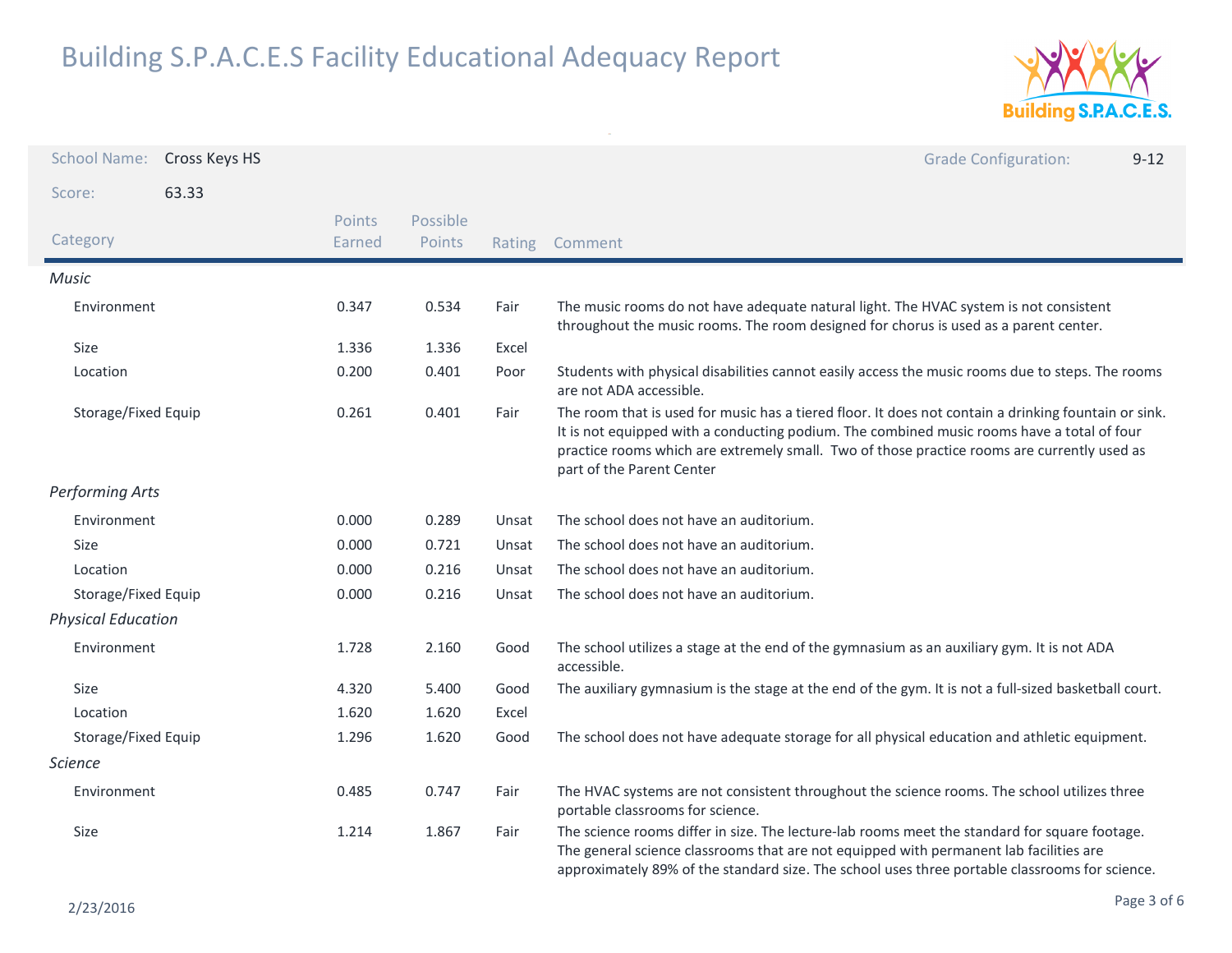# Building S.P.A.C.E.S Facility Educational Adequacy Report

School Name: Cross Keys HS

Grade Configuration: 9-12

Score: 63.33

| Category | Points Earned | Possible Points | Rating | Comment |
|---|---|---|---|---|
| *Music* | | | | |
| Environment | 0.347 | 0.534 | Fair | The music rooms do not have adequate natural light. The HVAC system is not consistent throughout the music rooms. The room designed for chorus is used as a parent center. |
| Size | 1.336 | 1.336 | Excel | |
| Location | 0.200 | 0.401 | Poor | Students with physical disabilities cannot easily access the music rooms due to steps. The rooms are not ADA accessible. |
| Storage/Fixed Equip | 0.261 | 0.401 | Fair | The room that is used for music has a tiered floor. It does not contain a drinking fountain or sink. It is not equipped with a conducting podium. The combined music rooms have a total of four practice rooms which are extremely small. Two of those practice rooms are currently used as part of the Parent Center |
| *Performing Arts* | | | | |
| Environment | 0.000 | 0.289 | Unsat | The school does not have an auditorium. |
| Size | 0.000 | 0.721 | Unsat | The school does not have an auditorium. |
| Location | 0.000 | 0.216 | Unsat | The school does not have an auditorium. |
| Storage/Fixed Equip | 0.000 | 0.216 | Unsat | The school does not have an auditorium. |
| *Physical Education* | | | | |
| Environment | 1.728 | 2.160 | Good | The school utilizes a stage at the end of the gymnasium as an auxiliary gym. It is not ADA accessible. |
| Size | 4.320 | 5.400 | Good | The auxiliary gymnasium is the stage at the end of the gym. It is not a full-sized basketball court. |
| Location | 1.620 | 1.620 | Excel | |
| Storage/Fixed Equip | 1.296 | 1.620 | Good | The school does not have adequate storage for all physical education and athletic equipment. |
| *Science* | | | | |
| Environment | 0.485 | 0.747 | Fair | The HVAC systems are not consistent throughout the science rooms. The school utilizes three portable classrooms for science. |
| Size | 1.214 | 1.867 | Fair | The science rooms differ in size. The lecture-lab rooms meet the standard for square footage. The general science classrooms that are not equipped with permanent lab facilities are approximately 89% of the standard size. The school uses three portable classrooms for science. |

2/23/2016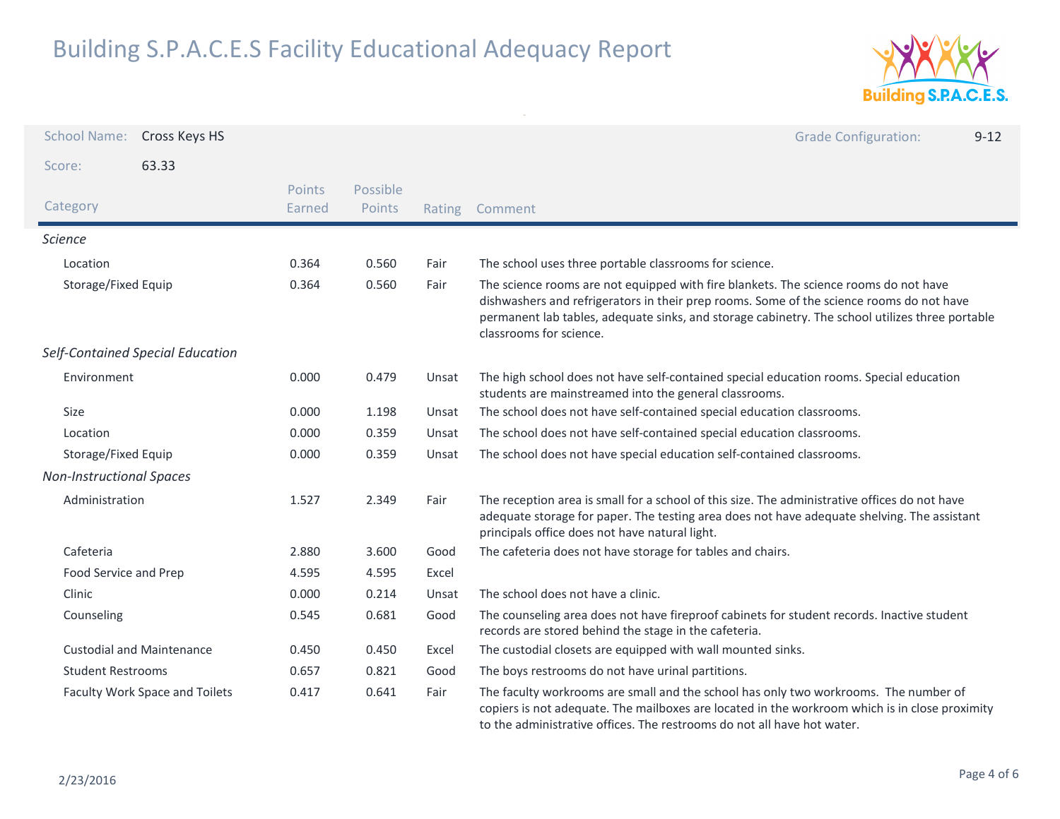# Building S.P.A.C.E.S Facility Educational Adequacy Report

**School Name:** Cross Keys HS

**Grade Configuration:** 9-12

**Score:** 63.33

| Category | Points Earned | Possible Points | Rating | Comment |
|---|---|---|---|---|
| *Science* | | | | |
| Location | 0.364 | 0.560 | Fair | The school uses three portable classrooms for science. |
| Storage/Fixed Equip | 0.364 | 0.560 | Fair | The science rooms are not equipped with fire blankets. The science rooms do not have dishwashers and refrigerators in their prep rooms. Some of the science rooms do not have permanent lab tables, adequate sinks, and storage cabinetry. The school utilizes three portable classrooms for science. |
| *Self-Contained Special Education* | | | | |
| Environment | 0.000 | 0.479 | Unsat | The high school does not have self-contained special education rooms. Special education students are mainstreamed into the general classrooms. |
| Size | 0.000 | 1.198 | Unsat | The school does not have self-contained special education classrooms. |
| Location | 0.000 | 0.359 | Unsat | The school does not have self-contained special education classrooms. |
| Storage/Fixed Equip | 0.000 | 0.359 | Unsat | The school does not have special education self-contained classrooms. |
| *Non-Instructional Spaces* | | | | |
| Administration | 1.527 | 2.349 | Fair | The reception area is small for a school of this size. The administrative offices do not have adequate storage for paper. The testing area does not have adequate shelving. The assistant principals office does not have natural light. |
| Cafeteria | 2.880 | 3.600 | Good | The cafeteria does not have storage for tables and chairs. |
| Food Service and Prep | 4.595 | 4.595 | Excel | |
| Clinic | 0.000 | 0.214 | Unsat | The school does not have a clinic. |
| Counseling | 0.545 | 0.681 | Good | The counseling area does not have fireproof cabinets for student records. Inactive student records are stored behind the stage in the cafeteria. |
| Custodial and Maintenance | 0.450 | 0.450 | Excel | The custodial closets are equipped with wall mounted sinks. |
| Student Restrooms | 0.657 | 0.821 | Good | The boys restrooms do not have urinal partitions. |
| Faculty Work Space and Toilets | 0.417 | 0.641 | Fair | The faculty workrooms are small and the school has only two workrooms. The number of copiers is not adequate. The mailboxes are located in the workroom which is in close proximity to the administrative offices. The restrooms do not all have hot water. |

2/23/2016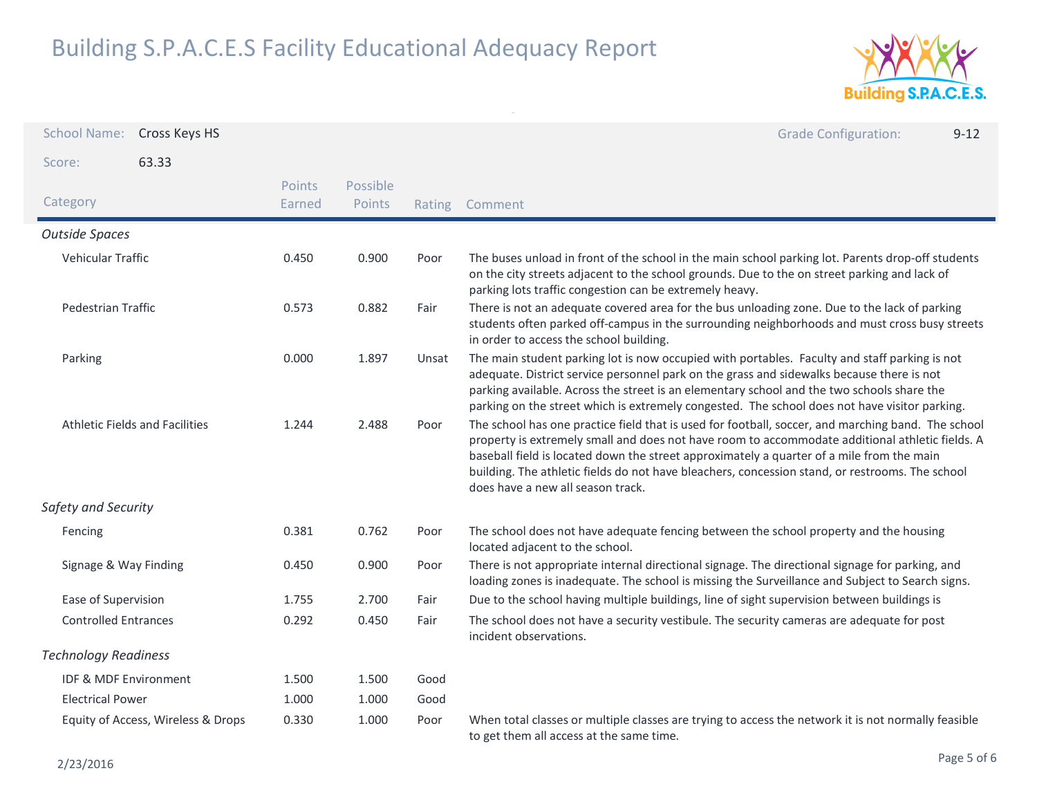# Building S.P.A.C.E.S Facility Educational Adequacy Report

School Name: Cross Keys HS

Grade Configuration: 9-12

Score: 63.33

| Category | Points Earned | Possible Points | Rating | Comment |
|---|---|---|---|---|
| *Outside Spaces* | | | | |
| Vehicular Traffic | 0.450 | 0.900 | Poor | The buses unload in front of the school in the main school parking lot. Parents drop-off students on the city streets adjacent to the school grounds. Due to the on street parking and lack of parking lots traffic congestion can be extremely heavy. |
| Pedestrian Traffic | 0.573 | 0.882 | Fair | There is not an adequate covered area for the bus unloading zone. Due to the lack of parking students often parked off-campus in the surrounding neighborhoods and must cross busy streets in order to access the school building. |
| Parking | 0.000 | 1.897 | Unsat | The main student parking lot is now occupied with portables. Faculty and staff parking is not adequate. District service personnel park on the grass and sidewalks because there is not parking available. Across the street is an elementary school and the two schools share the parking on the street which is extremely congested. The school does not have visitor parking. |
| Athletic Fields and Facilities | 1.244 | 2.488 | Poor | The school has one practice field that is used for football, soccer, and marching band. The school property is extremely small and does not have room to accommodate additional athletic fields. A baseball field is located down the street approximately a quarter of a mile from the main building. The athletic fields do not have bleachers, concession stand, or restrooms. The school does have a new all season track. |
| *Safety and Security* | | | | |
| Fencing | 0.381 | 0.762 | Poor | The school does not have adequate fencing between the school property and the housing located adjacent to the school. |
| Signage & Way Finding | 0.450 | 0.900 | Poor | There is not appropriate internal directional signage. The directional signage for parking, and loading zones is inadequate. The school is missing the Surveillance and Subject to Search signs. |
| Ease of Supervision | 1.755 | 2.700 | Fair | Due to the school having multiple buildings, line of sight supervision between buildings is |
| Controlled Entrances | 0.292 | 0.450 | Fair | The school does not have a security vestibule. The security cameras are adequate for post incident observations. |
| *Technology Readiness* | | | | |
| IDF & MDF Environment | 1.500 | 1.500 | Good | |
| Electrical Power | 1.000 | 1.000 | Good | |
| Equity of Access, Wireless & Drops | 0.330 | 1.000 | Poor | When total classes or multiple classes are trying to access the network it is not normally feasible to get them all access at the same time. |

2/23/2016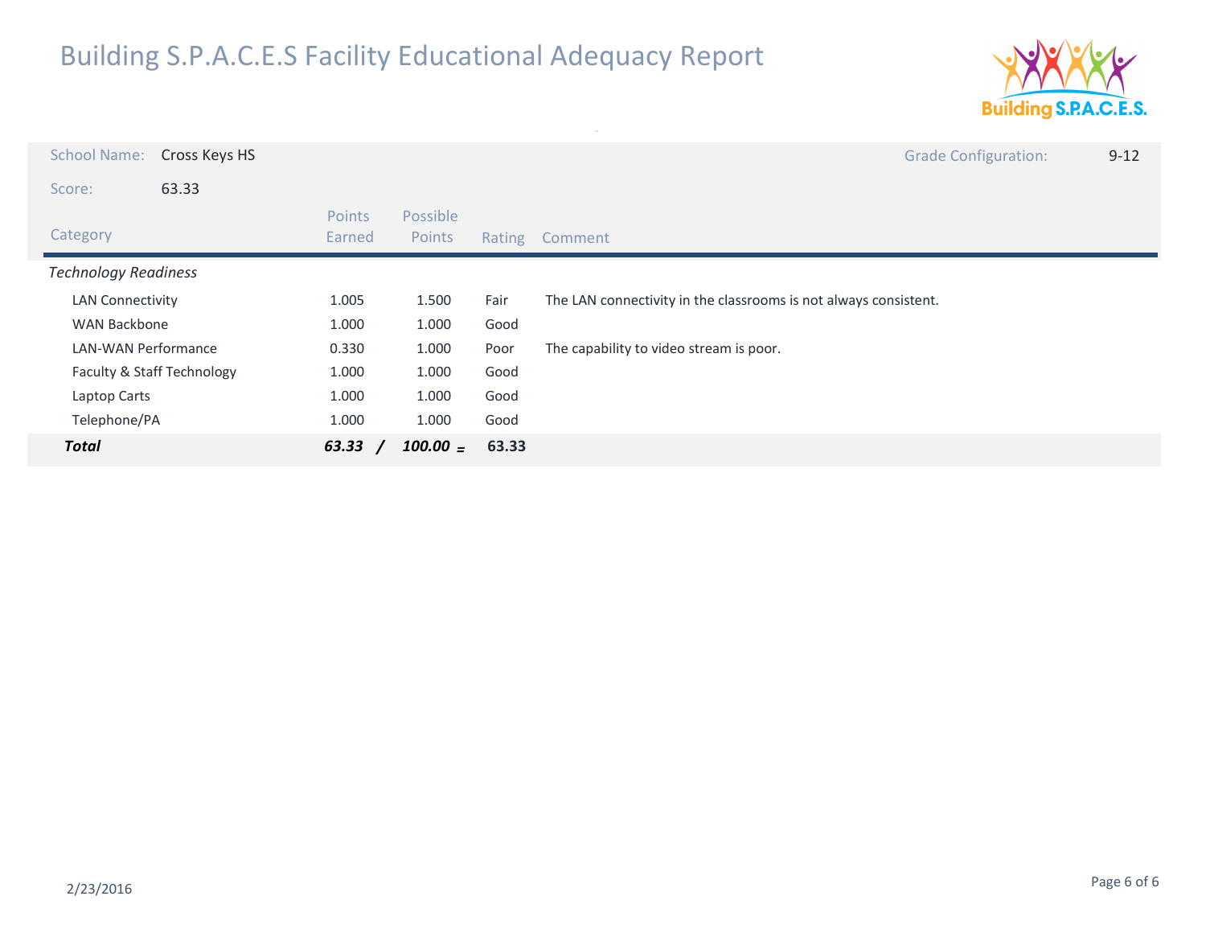# Building S.P.A.C.E.S Facility Educational Adequacy Report

School Name: Cross Keys HS

Grade Configuration: 9-12

Score: 63.33

| Category | Points Earned | Possible Points | Rating | Comment |
|---|---|---|---|---|
| *Technology Readiness* | | | | |
| LAN Connectivity | 1.005 | 1.500 | Fair | The LAN connectivity in the classrooms is not always consistent. |
| WAN Backbone | 1.000 | 1.000 | Good | |
| LAN-WAN Performance | 0.330 | 1.000 | Poor | The capability to video stream is poor. |
| Faculty & Staff Technology | 1.000 | 1.000 | Good | |
| Laptop Carts | 1.000 | 1.000 | Good | |
| Telephone/PA | 1.000 | 1.000 | Good | |
| ***Total*** | ***63.33 /*** | ***100.00 =*** | **63.33** | |

2/23/2016